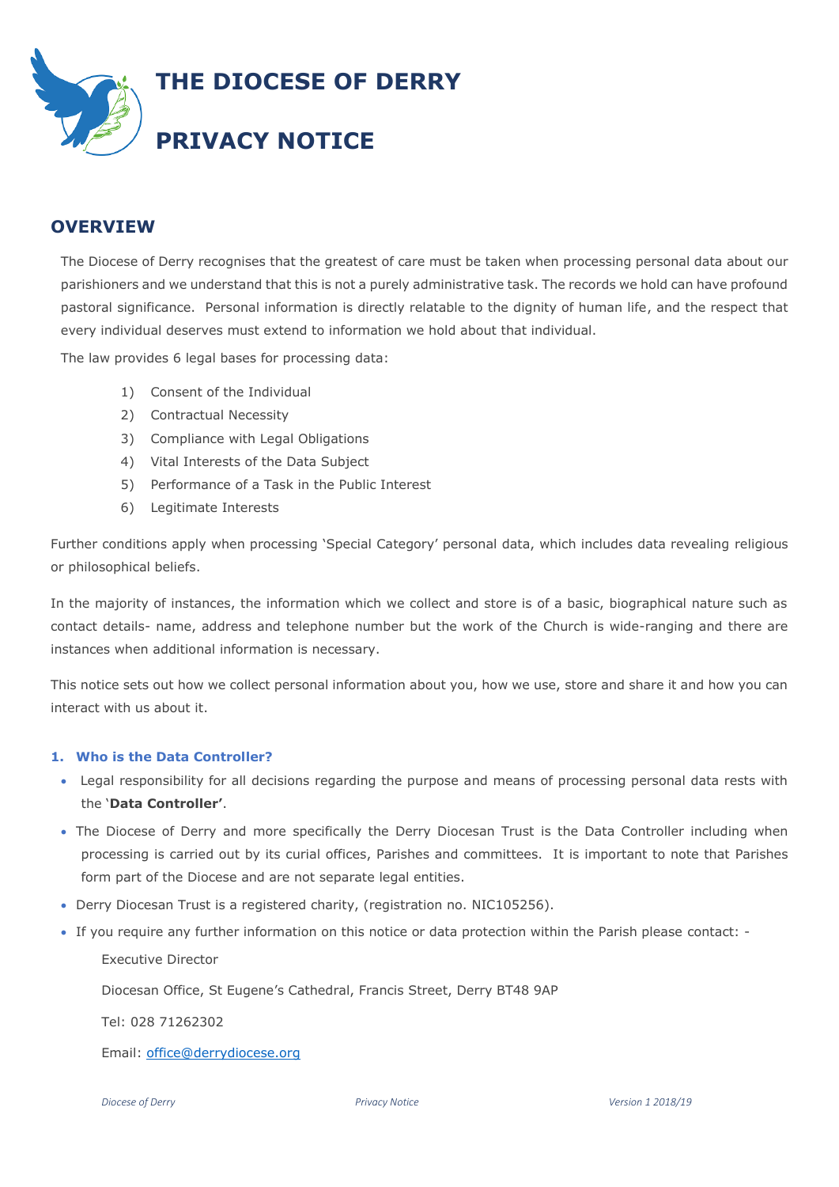# THE DIOCESE OF DERRY

# PRIVACY NOTICE

## OVERVIEW

The Diocese of Derry recognises that the greatest of care must be taken when processing personal data about our parishioners and we understand that this is not a purely administrative task. The records we hold can have profound pastoral significance. Personal information is directly relatable to the dignity of human life, and the respect that every individual deserves must extend to information we hold about that individual.

The law provides 6 legal bases for processing data:

1) Consent of the Individual
2) Contractual Necessity
3) Compliance with Legal Obligations
4) Vital Interests of the Data Subject
5) Performance of a Task in the Public Interest
6) Legitimate Interests

Further conditions apply when processing 'Special Category' personal data, which includes data revealing religious or philosophical beliefs.

In the majority of instances, the information which we collect and store is of a basic, biographical nature such as contact details- name, address and telephone number but the work of the Church is wide-ranging and there are instances when additional information is necessary.

This notice sets out how we collect personal information about you, how we use, store and share it and how you can interact with us about it.

### 1. Who is the Data Controller?

- Legal responsibility for all decisions regarding the purpose and means of processing personal data rests with the '**Data Controller'**.
- The Diocese of Derry and more specifically the Derry Diocesan Trust is the Data Controller including when processing is carried out by its curial offices, Parishes and committees. It is important to note that Parishes form part of the Diocese and are not separate legal entities.
- Derry Diocesan Trust is a registered charity, (registration no. NIC105256).
- If you require any further information on this notice or data protection within the Parish please contact: -

  Executive Director

  Diocesan Office, St Eugene's Cathedral, Francis Street, Derry BT48 9AP

  Tel: 028 71262302

  Email: office@derrydiocese.org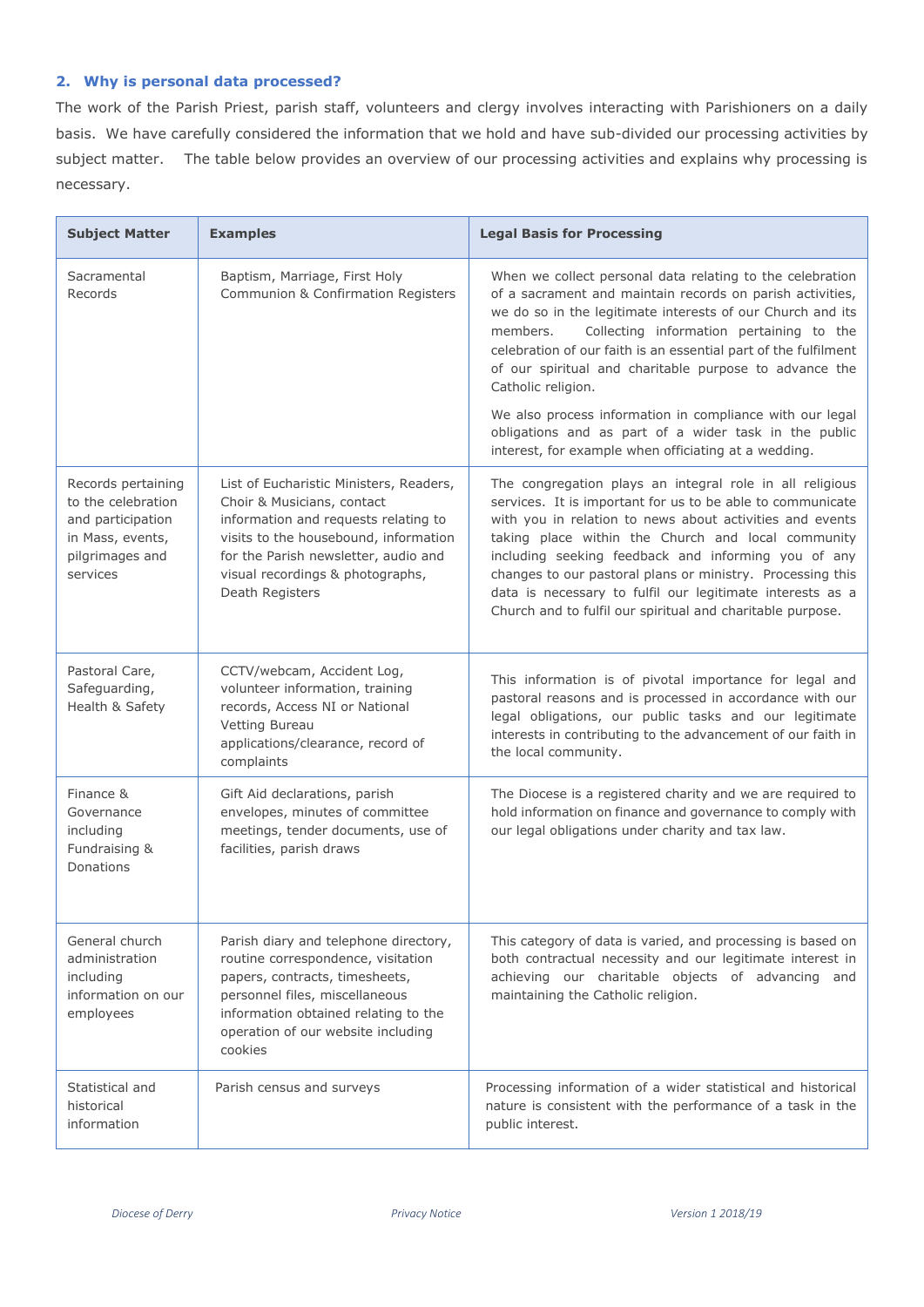## 2. Why is personal data processed?

The work of the Parish Priest, parish staff, volunteers and clergy involves interacting with Parishioners on a daily basis. We have carefully considered the information that we hold and have sub-divided our processing activities by subject matter. The table below provides an overview of our processing activities and explains why processing is necessary.

| Subject Matter | Examples | Legal Basis for Processing |
|---|---|---|
| Sacramental Records | Baptism, Marriage, First Holy Communion & Confirmation Registers | When we collect personal data relating to the celebration of a sacrament and maintain records on parish activities, we do so in the legitimate interests of our Church and its members. Collecting information pertaining to the celebration of our faith is an essential part of the fulfilment of our spiritual and charitable purpose to advance the Catholic religion.<br><br>We also process information in compliance with our legal obligations and as part of a wider task in the public interest, for example when officiating at a wedding. |
| Records pertaining to the celebration and participation in Mass, events, pilgrimages and services | List of Eucharistic Ministers, Readers, Choir & Musicians, contact information and requests relating to visits to the housebound, information for the Parish newsletter, audio and visual recordings & photographs, Death Registers | The congregation plays an integral role in all religious services. It is important for us to be able to communicate with you in relation to news about activities and events taking place within the Church and local community including seeking feedback and informing you of any changes to our pastoral plans or ministry. Processing this data is necessary to fulfil our legitimate interests as a Church and to fulfil our spiritual and charitable purpose. |
| Pastoral Care, Safeguarding, Health & Safety | CCTV/webcam, Accident Log, volunteer information, training records, Access NI or National Vetting Bureau applications/clearance, record of complaints | This information is of pivotal importance for legal and pastoral reasons and is processed in accordance with our legal obligations, our public tasks and our legitimate interests in contributing to the advancement of our faith in the local community. |
| Finance & Governance including Fundraising & Donations | Gift Aid declarations, parish envelopes, minutes of committee meetings, tender documents, use of facilities, parish draws | The Diocese is a registered charity and we are required to hold information on finance and governance to comply with our legal obligations under charity and tax law. |
| General church administration including information on our employees | Parish diary and telephone directory, routine correspondence, visitation papers, contracts, timesheets, personnel files, miscellaneous information obtained relating to the operation of our website including cookies | This category of data is varied, and processing is based on both contractual necessity and our legitimate interest in achieving our charitable objects of advancing and maintaining the Catholic religion. |
| Statistical and historical information | Parish census and surveys | Processing information of a wider statistical and historical nature is consistent with the performance of a task in the public interest. |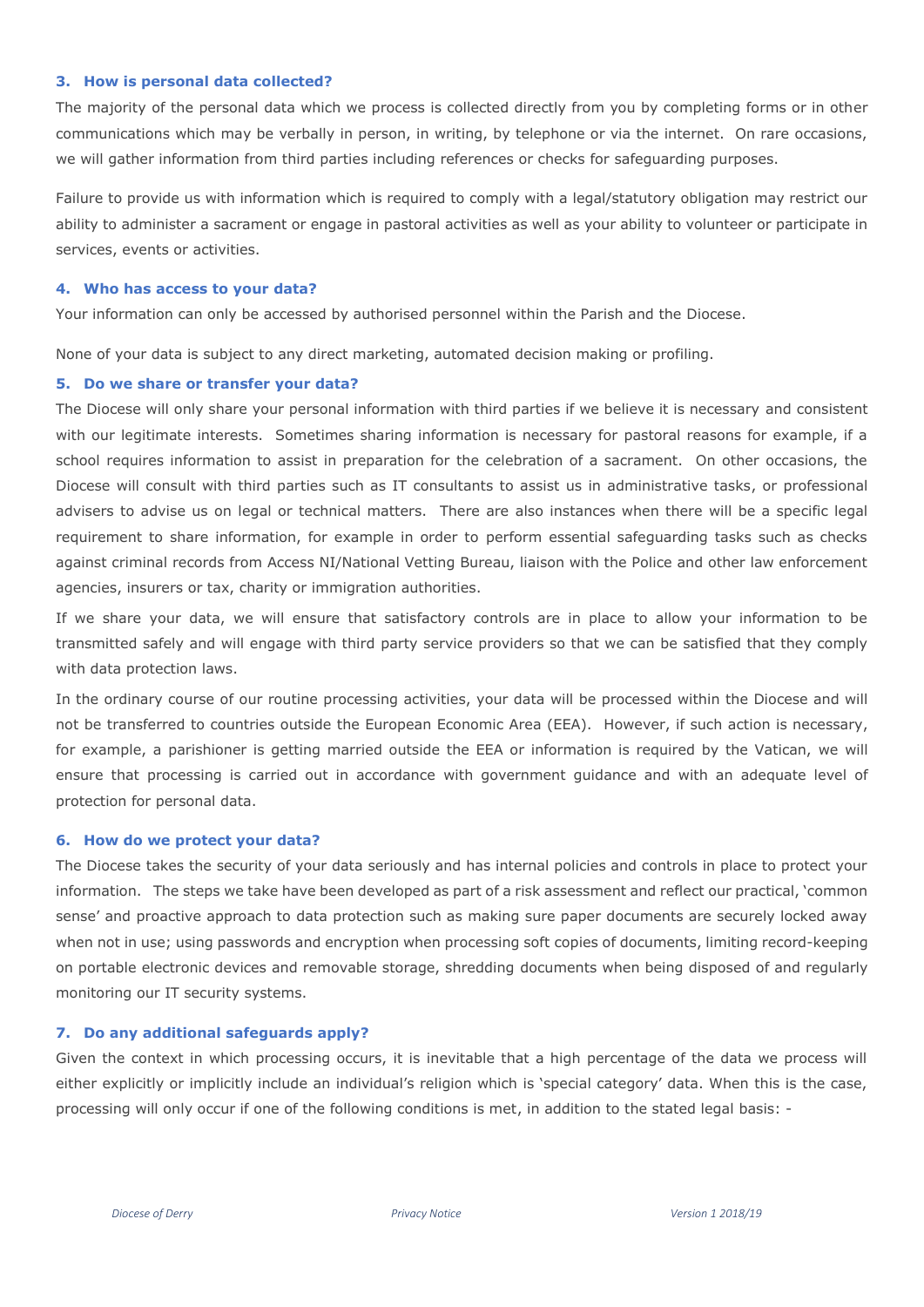### 3. How is personal data collected?

The majority of the personal data which we process is collected directly from you by completing forms or in other communications which may be verbally in person, in writing, by telephone or via the internet. On rare occasions, we will gather information from third parties including references or checks for safeguarding purposes.

Failure to provide us with information which is required to comply with a legal/statutory obligation may restrict our ability to administer a sacrament or engage in pastoral activities as well as your ability to volunteer or participate in services, events or activities.

### 4. Who has access to your data?

Your information can only be accessed by authorised personnel within the Parish and the Diocese.

None of your data is subject to any direct marketing, automated decision making or profiling.

### 5. Do we share or transfer your data?

The Diocese will only share your personal information with third parties if we believe it is necessary and consistent with our legitimate interests. Sometimes sharing information is necessary for pastoral reasons for example, if a school requires information to assist in preparation for the celebration of a sacrament. On other occasions, the Diocese will consult with third parties such as IT consultants to assist us in administrative tasks, or professional advisers to advise us on legal or technical matters. There are also instances when there will be a specific legal requirement to share information, for example in order to perform essential safeguarding tasks such as checks against criminal records from Access NI/National Vetting Bureau, liaison with the Police and other law enforcement agencies, insurers or tax, charity or immigration authorities.

If we share your data, we will ensure that satisfactory controls are in place to allow your information to be transmitted safely and will engage with third party service providers so that we can be satisfied that they comply with data protection laws.

In the ordinary course of our routine processing activities, your data will be processed within the Diocese and will not be transferred to countries outside the European Economic Area (EEA). However, if such action is necessary, for example, a parishioner is getting married outside the EEA or information is required by the Vatican, we will ensure that processing is carried out in accordance with government guidance and with an adequate level of protection for personal data.

### 6. How do we protect your data?

The Diocese takes the security of your data seriously and has internal policies and controls in place to protect your information. The steps we take have been developed as part of a risk assessment and reflect our practical, 'common sense' and proactive approach to data protection such as making sure paper documents are securely locked away when not in use; using passwords and encryption when processing soft copies of documents, limiting record-keeping on portable electronic devices and removable storage, shredding documents when being disposed of and regularly monitoring our IT security systems.

### 7. Do any additional safeguards apply?

Given the context in which processing occurs, it is inevitable that a high percentage of the data we process will either explicitly or implicitly include an individual's religion which is 'special category' data. When this is the case, processing will only occur if one of the following conditions is met, in addition to the stated legal basis: -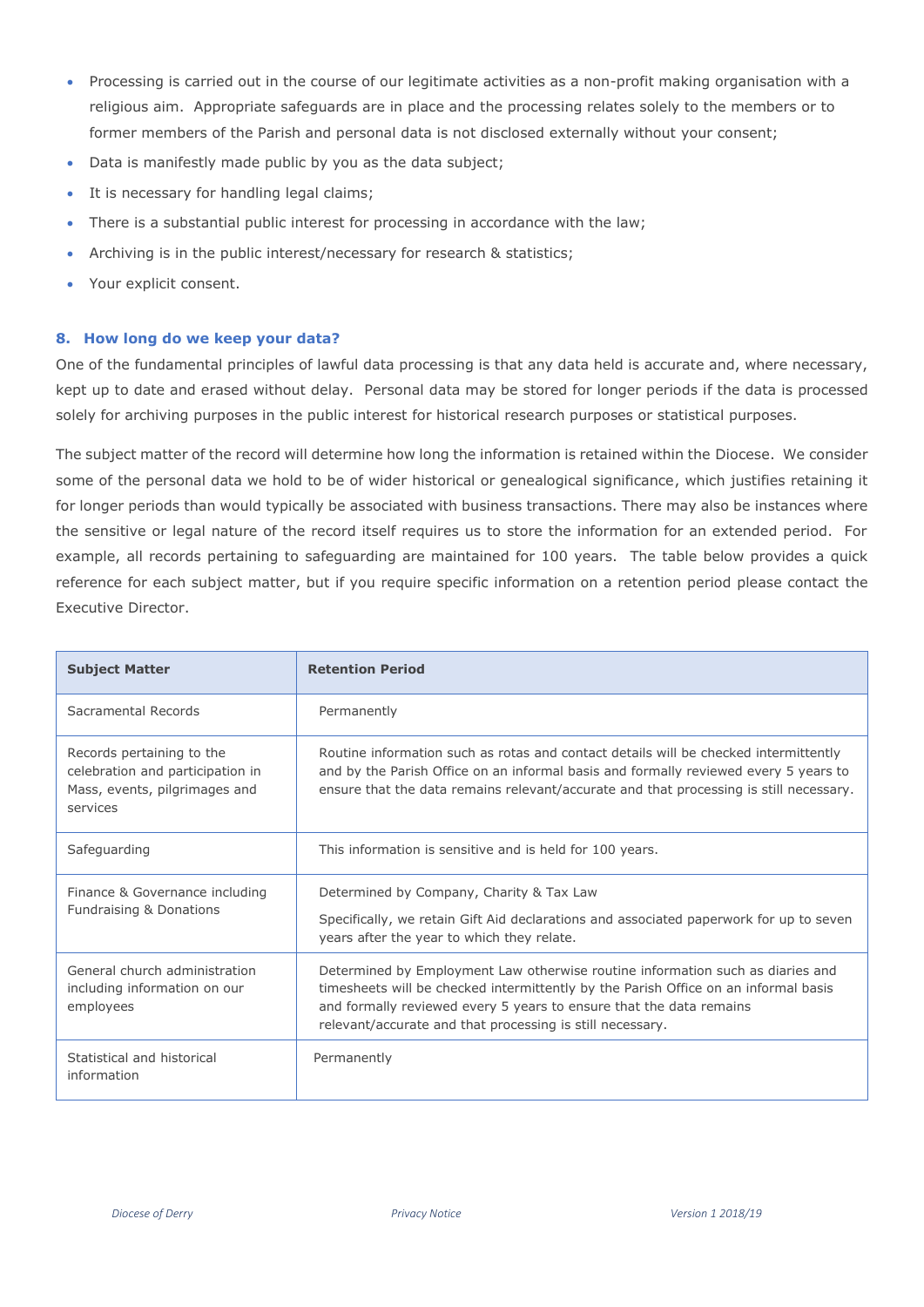- Processing is carried out in the course of our legitimate activities as a non-profit making organisation with a religious aim. Appropriate safeguards are in place and the processing relates solely to the members or to former members of the Parish and personal data is not disclosed externally without your consent;
- Data is manifestly made public by you as the data subject;
- It is necessary for handling legal claims;
- There is a substantial public interest for processing in accordance with the law;
- Archiving is in the public interest/necessary for research & statistics;
- Your explicit consent.

## 8. How long do we keep your data?

One of the fundamental principles of lawful data processing is that any data held is accurate and, where necessary, kept up to date and erased without delay. Personal data may be stored for longer periods if the data is processed solely for archiving purposes in the public interest for historical research purposes or statistical purposes.

The subject matter of the record will determine how long the information is retained within the Diocese. We consider some of the personal data we hold to be of wider historical or genealogical significance, which justifies retaining it for longer periods than would typically be associated with business transactions. There may also be instances where the sensitive or legal nature of the record itself requires us to store the information for an extended period. For example, all records pertaining to safeguarding are maintained for 100 years. The table below provides a quick reference for each subject matter, but if you require specific information on a retention period please contact the Executive Director.

| Subject Matter | Retention Period |
|---|---|
| Sacramental Records | Permanently |
| Records pertaining to the celebration and participation in Mass, events, pilgrimages and services | Routine information such as rotas and contact details will be checked intermittently and by the Parish Office on an informal basis and formally reviewed every 5 years to ensure that the data remains relevant/accurate and that processing is still necessary. |
| Safeguarding | This information is sensitive and is held for 100 years. |
| Finance & Governance including Fundraising & Donations | Determined by Company, Charity & Tax Law<br><br>Specifically, we retain Gift Aid declarations and associated paperwork for up to seven years after the year to which they relate. |
| General church administration including information on our employees | Determined by Employment Law otherwise routine information such as diaries and timesheets will be checked intermittently by the Parish Office on an informal basis and formally reviewed every 5 years to ensure that the data remains relevant/accurate and that processing is still necessary. |
| Statistical and historical information | Permanently |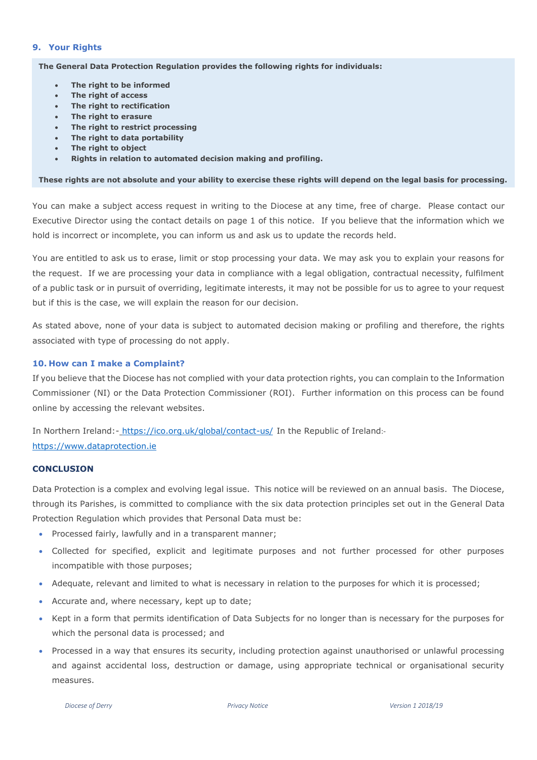## 9. Your Rights

**The General Data Protection Regulation provides the following rights for individuals:**

- **The right to be informed**
- **The right of access**
- **The right to rectification**
- **The right to erasure**
- **The right to restrict processing**
- **The right to data portability**
- **The right to object**
- **Rights in relation to automated decision making and profiling.**

**These rights are not absolute and your ability to exercise these rights will depend on the legal basis for processing.**

You can make a subject access request in writing to the Diocese at any time, free of charge. Please contact our Executive Director using the contact details on page 1 of this notice. If you believe that the information which we hold is incorrect or incomplete, you can inform us and ask us to update the records held.

You are entitled to ask us to erase, limit or stop processing your data. We may ask you to explain your reasons for the request. If we are processing your data in compliance with a legal obligation, contractual necessity, fulfilment of a public task or in pursuit of overriding, legitimate interests, it may not be possible for us to agree to your request but if this is the case, we will explain the reason for our decision.

As stated above, none of your data is subject to automated decision making or profiling and therefore, the rights associated with type of processing do not apply.

## 10. How can I make a Complaint?

If you believe that the Diocese has not complied with your data protection rights, you can complain to the Information Commissioner (NI) or the Data Protection Commissioner (ROI). Further information on this process can be found online by accessing the relevant websites.

In Northern Ireland:- https://ico.org.uk/global/contact-us/ In the Republic of Ireland:- https://www.dataprotection.ie

## CONCLUSION

Data Protection is a complex and evolving legal issue. This notice will be reviewed on an annual basis. The Diocese, through its Parishes, is committed to compliance with the six data protection principles set out in the General Data Protection Regulation which provides that Personal Data must be:

- Processed fairly, lawfully and in a transparent manner;
- Collected for specified, explicit and legitimate purposes and not further processed for other purposes incompatible with those purposes;
- Adequate, relevant and limited to what is necessary in relation to the purposes for which it is processed;
- Accurate and, where necessary, kept up to date;
- Kept in a form that permits identification of Data Subjects for no longer than is necessary for the purposes for which the personal data is processed; and
- Processed in a way that ensures its security, including protection against unauthorised or unlawful processing and against accidental loss, destruction or damage, using appropriate technical or organisational security measures.